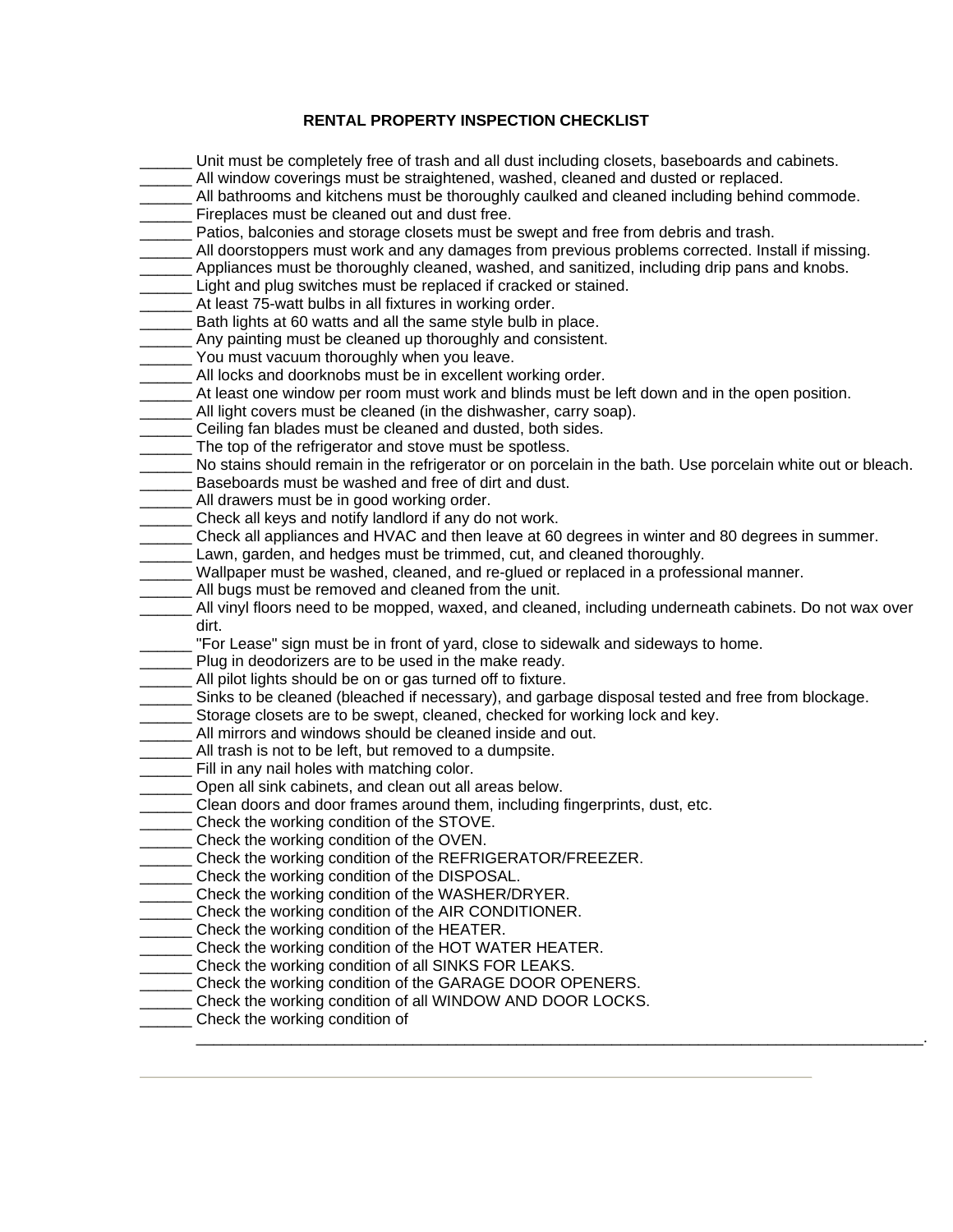# RENTAL PROPERTY INSPECTION CHECKLIST

______ Unit must be completely free of trash and all dust including closets, baseboards and cabinets.
______ All window coverings must be straightened, washed, cleaned and dusted or replaced.
______ All bathrooms and kitchens must be thoroughly caulked and cleaned including behind commode.
______ Fireplaces must be cleaned out and dust free.
______ Patios, balconies and storage closets must be swept and free from debris and trash.
______ All doorstoppers must work and any damages from previous problems corrected. Install if missing.
______ Appliances must be thoroughly cleaned, washed, and sanitized, including drip pans and knobs.
______ Light and plug switches must be replaced if cracked or stained.
______ At least 75-watt bulbs in all fixtures in working order.
______ Bath lights at 60 watts and all the same style bulb in place.
______ Any painting must be cleaned up thoroughly and consistent.
______ You must vacuum thoroughly when you leave.
______ All locks and doorknobs must be in excellent working order.
______ At least one window per room must work and blinds must be left down and in the open position.
______ All light covers must be cleaned (in the dishwasher, carry soap).
______ Ceiling fan blades must be cleaned and dusted, both sides.
______ The top of the refrigerator and stove must be spotless.
______ No stains should remain in the refrigerator or on porcelain in the bath. Use porcelain white out or bleach.
______ Baseboards must be washed and free of dirt and dust.
______ All drawers must be in good working order.
______ Check all keys and notify landlord if any do not work.
______ Check all appliances and HVAC and then leave at 60 degrees in winter and 80 degrees in summer.
______ Lawn, garden, and hedges must be trimmed, cut, and cleaned thoroughly.
______ Wallpaper must be washed, cleaned, and re-glued or replaced in a professional manner.
______ All bugs must be removed and cleaned from the unit.
______ All vinyl floors need to be mopped, waxed, and cleaned, including underneath cabinets. Do not wax over dirt.
______ "For Lease" sign must be in front of yard, close to sidewalk and sideways to home.
______ Plug in deodorizers are to be used in the make ready.
______ All pilot lights should be on or gas turned off to fixture.
______ Sinks to be cleaned (bleached if necessary), and garbage disposal tested and free from blockage.
______ Storage closets are to be swept, cleaned, checked for working lock and key.
______ All mirrors and windows should be cleaned inside and out.
______ All trash is not to be left, but removed to a dumpsite.
______ Fill in any nail holes with matching color.
______ Open all sink cabinets, and clean out all areas below.
______ Clean doors and door frames around them, including fingerprints, dust, etc.
______ Check the working condition of the STOVE.
______ Check the working condition of the OVEN.
______ Check the working condition of the REFRIGERATOR/FREEZER.
______ Check the working condition of the DISPOSAL.
______ Check the working condition of the WASHER/DRYER.
______ Check the working condition of the AIR CONDITIONER.
______ Check the working condition of the HEATER.
______ Check the working condition of the HOT WATER HEATER.
______ Check the working condition of all SINKS FOR LEAKS.
______ Check the working condition of the GARAGE DOOR OPENERS.
______ Check the working condition of all WINDOW AND DOOR LOCKS.
______ Check the working condition of ________________________________________________________________________________.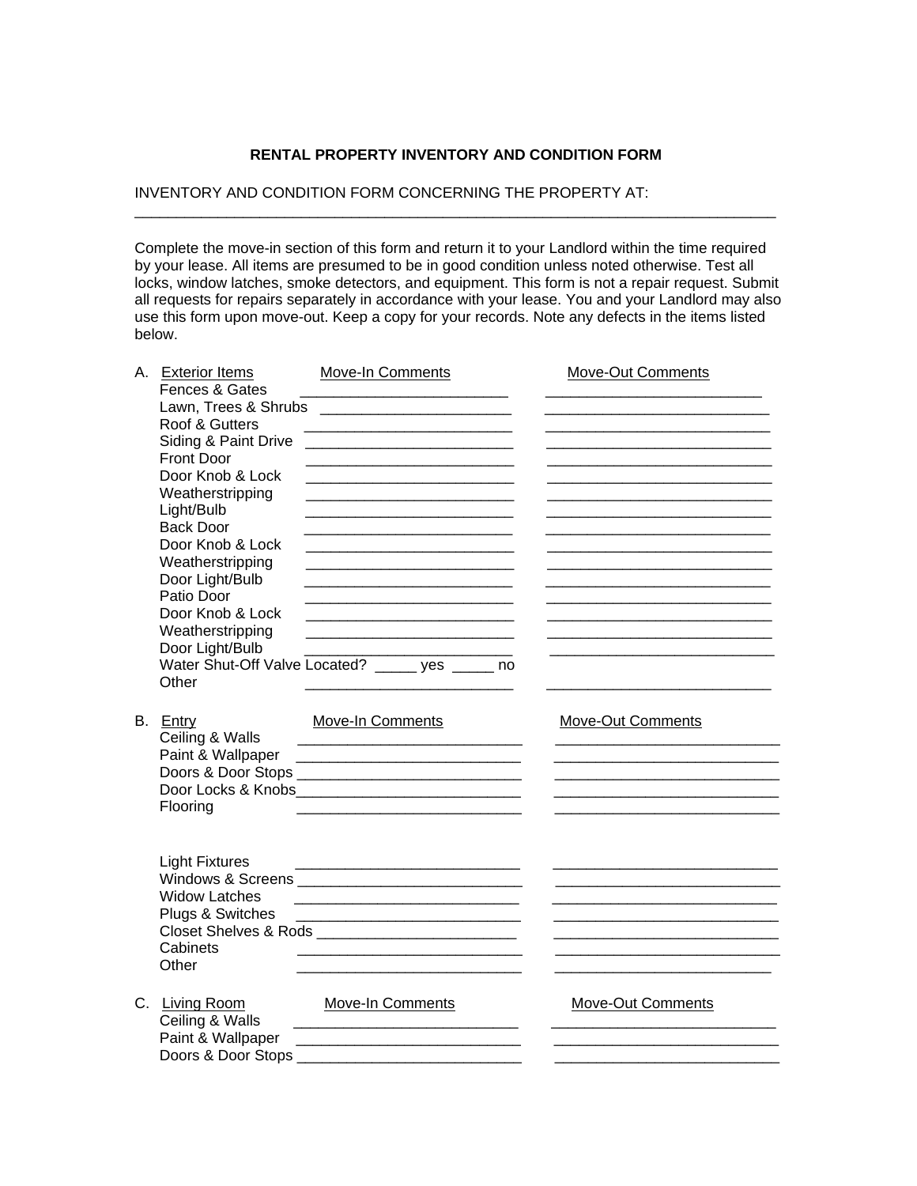**RENTAL PROPERTY INVENTORY AND CONDITION FORM**

INVENTORY AND CONDITION FORM CONCERNING THE PROPERTY AT: ______________________________________________________________________________

Complete the move-in section of this form and return it to your Landlord within the time required by your lease. All items are presumed to be in good condition unless noted otherwise. Test all locks, window latches, smoke detectors, and equipment. This form is not a repair request. Submit all requests for repairs separately in accordance with your lease. You and your Landlord may also use this form upon move-out. Keep a copy for your records. Note any defects in the items listed below.

| A. Exterior Items | Move-In Comments | Move-Out Comments |
|---|---|---|
| Fences & Gates | __________________________ | __________________________ |
| Lawn, Trees & Shrubs | __________________________ | __________________________ |
| Roof & Gutters | __________________________ | __________________________ |
| Siding & Paint Drive | __________________________ | __________________________ |
| Front Door | __________________________ | __________________________ |
| Door Knob & Lock | __________________________ | __________________________ |
| Weatherstripping | __________________________ | __________________________ |
| Light/Bulb | __________________________ | __________________________ |
| Back Door | __________________________ | __________________________ |
| Door Knob & Lock | __________________________ | __________________________ |
| Weatherstripping | __________________________ | __________________________ |
| Door Light/Bulb | __________________________ | __________________________ |
| Patio Door | __________________________ | __________________________ |
| Door Knob & Lock | __________________________ | __________________________ |
| Weatherstripping | __________________________ | __________________________ |
| Door Light/Bulb | __________________________ | __________________________ |
| Water Shut-Off Valve Located? _____ yes _____ no | | |
| Other | __________________________ | __________________________ |

| B. Entry | Move-In Comments | Move-Out Comments |
|---|---|---|
| Ceiling & Walls | __________________________ | __________________________ |
| Paint & Wallpaper | __________________________ | __________________________ |
| Doors & Door Stops | __________________________ | __________________________ |
| Door Locks & Knobs | __________________________ | __________________________ |
| Flooring | __________________________ | __________________________ |
| Light Fixtures | __________________________ | __________________________ |
| Windows & Screens | __________________________ | __________________________ |
| Widow Latches | __________________________ | __________________________ |
| Plugs & Switches | __________________________ | __________________________ |
| Closet Shelves & Rods | __________________________ | __________________________ |
| Cabinets | __________________________ | __________________________ |
| Other | __________________________ | __________________________ |

| C. Living Room | Move-In Comments | Move-Out Comments |
|---|---|---|
| Ceiling & Walls | __________________________ | __________________________ |
| Paint & Wallpaper | __________________________ | __________________________ |
| Doors & Door Stops | __________________________ | __________________________ |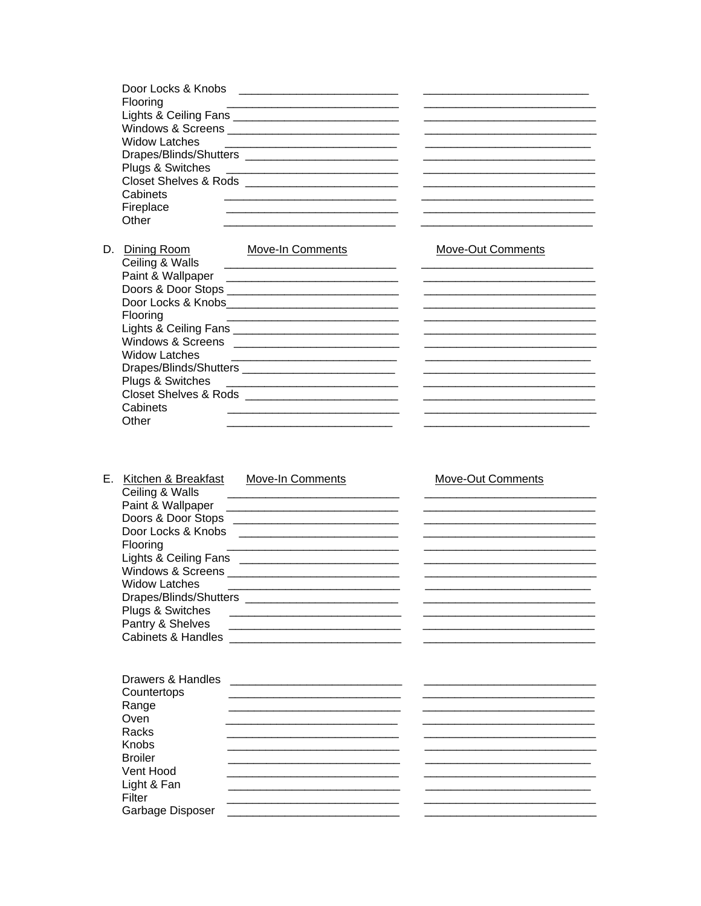| | | |
|---|---|---|
| Door Locks & Knobs | ______________________ | ______________________ |
| Flooring | ______________________ | ______________________ |
| Lights & Ceiling Fans | ______________________ | ______________________ |
| Windows & Screens | ______________________ | ______________________ |
| Widow Latches | ______________________ | ______________________ |
| Drapes/Blinds/Shutters | ______________________ | ______________________ |
| Plugs & Switches | ______________________ | ______________________ |
| Closet Shelves & Rods | ______________________ | ______________________ |
| Cabinets | ______________________ | ______________________ |
| Fireplace | ______________________ | ______________________ |
| Other | ______________________ | ______________________ |

| D. Dining Room | Move-In Comments | Move-Out Comments |
|---|---|---|
| Ceiling & Walls | ______________________ | ______________________ |
| Paint & Wallpaper | ______________________ | ______________________ |
| Doors & Door Stops | ______________________ | ______________________ |
| Door Locks & Knobs | ______________________ | ______________________ |
| Flooring | ______________________ | ______________________ |
| Lights & Ceiling Fans | ______________________ | ______________________ |
| Windows & Screens | ______________________ | ______________________ |
| Widow Latches | ______________________ | ______________________ |
| Drapes/Blinds/Shutters | ______________________ | ______________________ |
| Plugs & Switches | ______________________ | ______________________ |
| Closet Shelves & Rods | ______________________ | ______________________ |
| Cabinets | ______________________ | ______________________ |
| Other | ______________________ | ______________________ |

| E. Kitchen & Breakfast | Move-In Comments | Move-Out Comments |
|---|---|---|
| Ceiling & Walls | ______________________ | ______________________ |
| Paint & Wallpaper | ______________________ | ______________________ |
| Doors & Door Stops | ______________________ | ______________________ |
| Door Locks & Knobs | ______________________ | ______________________ |
| Flooring | ______________________ | ______________________ |
| Lights & Ceiling Fans | ______________________ | ______________________ |
| Windows & Screens | ______________________ | ______________________ |
| Widow Latches | ______________________ | ______________________ |
| Drapes/Blinds/Shutters | ______________________ | ______________________ |
| Plugs & Switches | ______________________ | ______________________ |
| Pantry & Shelves | ______________________ | ______________________ |
| Cabinets & Handles | ______________________ | ______________________ |
| Drawers & Handles | ______________________ | ______________________ |
| Countertops | ______________________ | ______________________ |
| Range | ______________________ | ______________________ |
| Oven | ______________________ | ______________________ |
| Racks | ______________________ | ______________________ |
| Knobs | ______________________ | ______________________ |
| Broiler | ______________________ | ______________________ |
| Vent Hood | ______________________ | ______________________ |
| Light & Fan | ______________________ | ______________________ |
| Filter | ______________________ | ______________________ |
| Garbage Disposer | ______________________ | ______________________ |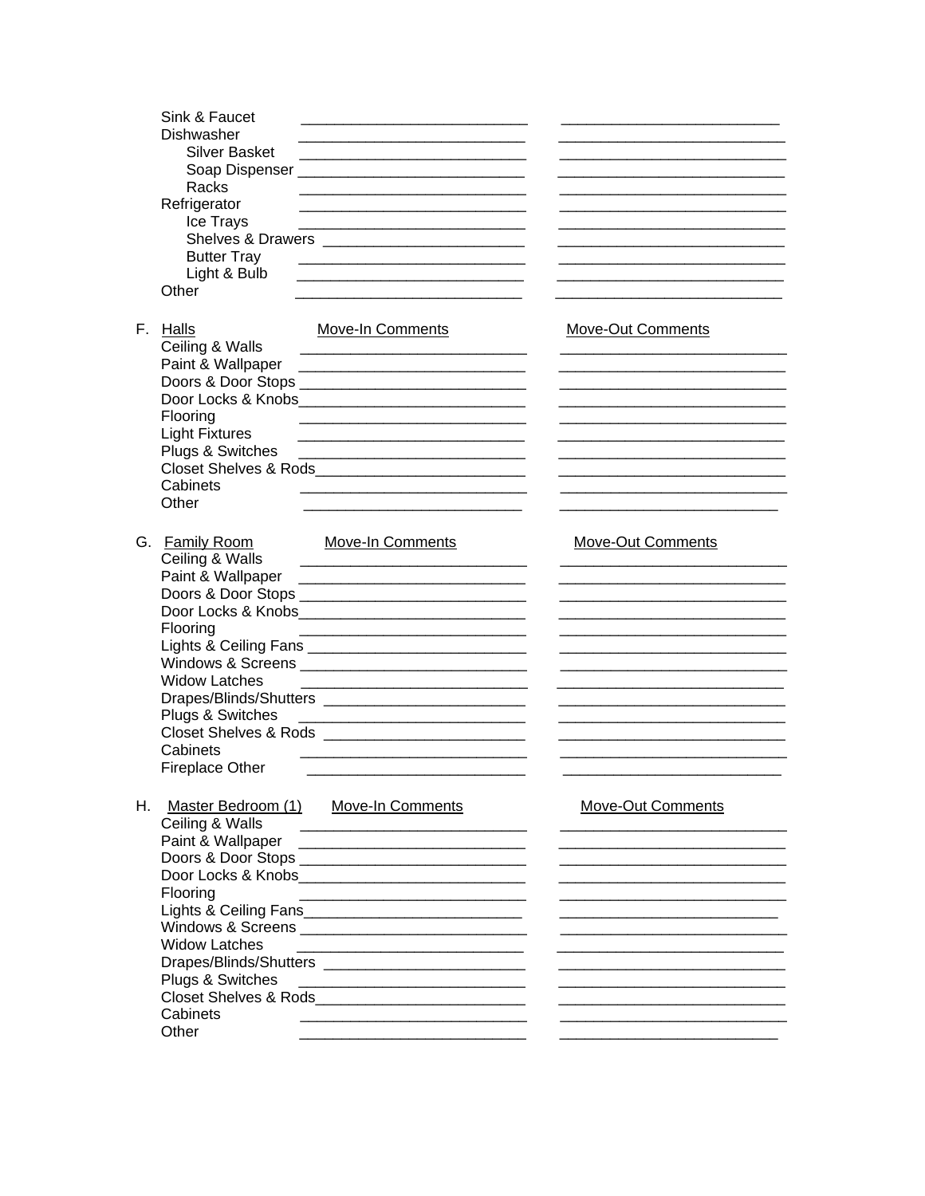| Item | Move-In Comments | Move-Out Comments |
| --- | --- | --- |
| Sink & Faucet | ___________________________ | ___________________________ |
| Dishwasher | ___________________________ | ___________________________ |
| Silver Basket | ___________________________ | ___________________________ |
| Soap Dispenser | ___________________________ | ___________________________ |
| Racks | ___________________________ | ___________________________ |
| Refrigerator | ___________________________ | ___________________________ |
| Ice Trays | ___________________________ | ___________________________ |
| Shelves & Drawers | ___________________________ | ___________________________ |
| Butter Tray | ___________________________ | ___________________________ |
| Light & Bulb | ___________________________ | ___________________________ |
| Other | ___________________________ | ___________________________ |

F. Halls

| Item | Move-In Comments | Move-Out Comments |
| --- | --- | --- |
| Ceiling & Walls | ___________________________ | ___________________________ |
| Paint & Wallpaper | ___________________________ | ___________________________ |
| Doors & Door Stops | ___________________________ | ___________________________ |
| Door Locks & Knobs | ___________________________ | ___________________________ |
| Flooring | ___________________________ | ___________________________ |
| Light Fixtures | ___________________________ | ___________________________ |
| Plugs & Switches | ___________________________ | ___________________________ |
| Closet Shelves & Rods | ___________________________ | ___________________________ |
| Cabinets | ___________________________ | ___________________________ |
| Other | ___________________________ | ___________________________ |

G. Family Room

| Item | Move-In Comments | Move-Out Comments |
| --- | --- | --- |
| Ceiling & Walls | ___________________________ | ___________________________ |
| Paint & Wallpaper | ___________________________ | ___________________________ |
| Doors & Door Stops | ___________________________ | ___________________________ |
| Door Locks & Knobs | ___________________________ | ___________________________ |
| Flooring | ___________________________ | ___________________________ |
| Lights & Ceiling Fans | ___________________________ | ___________________________ |
| Windows & Screens | ___________________________ | ___________________________ |
| Widow Latches | ___________________________ | ___________________________ |
| Drapes/Blinds/Shutters | ___________________________ | ___________________________ |
| Plugs & Switches | ___________________________ | ___________________________ |
| Closet Shelves & Rods | ___________________________ | ___________________________ |
| Cabinets | ___________________________ | ___________________________ |
| Fireplace Other | ___________________________ | ___________________________ |

H. Master Bedroom (1)

| Item | Move-In Comments | Move-Out Comments |
| --- | --- | --- |
| Ceiling & Walls | ___________________________ | ___________________________ |
| Paint & Wallpaper | ___________________________ | ___________________________ |
| Doors & Door Stops | ___________________________ | ___________________________ |
| Door Locks & Knobs | ___________________________ | ___________________________ |
| Flooring | ___________________________ | ___________________________ |
| Lights & Ceiling Fans | ___________________________ | ___________________________ |
| Windows & Screens | ___________________________ | ___________________________ |
| Widow Latches | ___________________________ | ___________________________ |
| Drapes/Blinds/Shutters | ___________________________ | ___________________________ |
| Plugs & Switches | ___________________________ | ___________________________ |
| Closet Shelves & Rods | ___________________________ | ___________________________ |
| Cabinets | ___________________________ | ___________________________ |
| Other | ___________________________ | ___________________________ |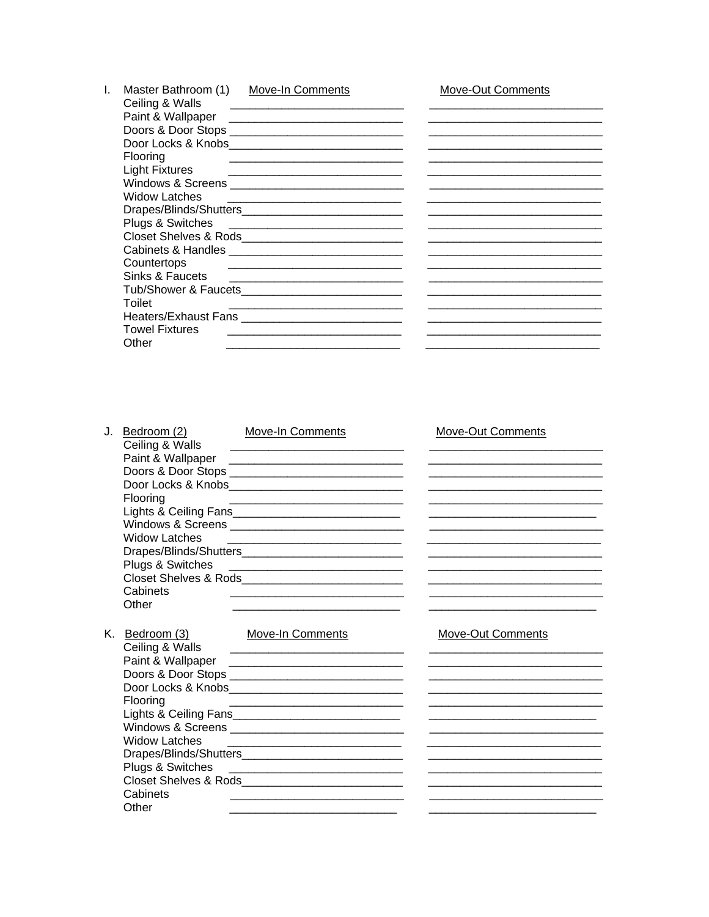## I. Master Bathroom (1)

| Item | Move-In Comments | Move-Out Comments |
|---|---|---|
| Ceiling & Walls | | |
| Paint & Wallpaper | | |
| Doors & Door Stops | | |
| Door Locks & Knobs | | |
| Flooring | | |
| Light Fixtures | | |
| Windows & Screens | | |
| Widow Latches | | |
| Drapes/Blinds/Shutters | | |
| Plugs & Switches | | |
| Closet Shelves & Rods | | |
| Cabinets & Handles | | |
| Countertops | | |
| Sinks & Faucets | | |
| Tub/Shower & Faucets | | |
| Toilet | | |
| Heaters/Exhaust Fans | | |
| Towel Fixtures | | |
| Other | | |

## J. Bedroom (2)

| Item | Move-In Comments | Move-Out Comments |
|---|---|---|
| Ceiling & Walls | | |
| Paint & Wallpaper | | |
| Doors & Door Stops | | |
| Door Locks & Knobs | | |
| Flooring | | |
| Lights & Ceiling Fans | | |
| Windows & Screens | | |
| Widow Latches | | |
| Drapes/Blinds/Shutters | | |
| Plugs & Switches | | |
| Closet Shelves & Rods | | |
| Cabinets | | |
| Other | | |

## K. Bedroom (3)

| Item | Move-In Comments | Move-Out Comments |
|---|---|---|
| Ceiling & Walls | | |
| Paint & Wallpaper | | |
| Doors & Door Stops | | |
| Door Locks & Knobs | | |
| Flooring | | |
| Lights & Ceiling Fans | | |
| Windows & Screens | | |
| Widow Latches | | |
| Drapes/Blinds/Shutters | | |
| Plugs & Switches | | |
| Closet Shelves & Rods | | |
| Cabinets | | |
| Other | | |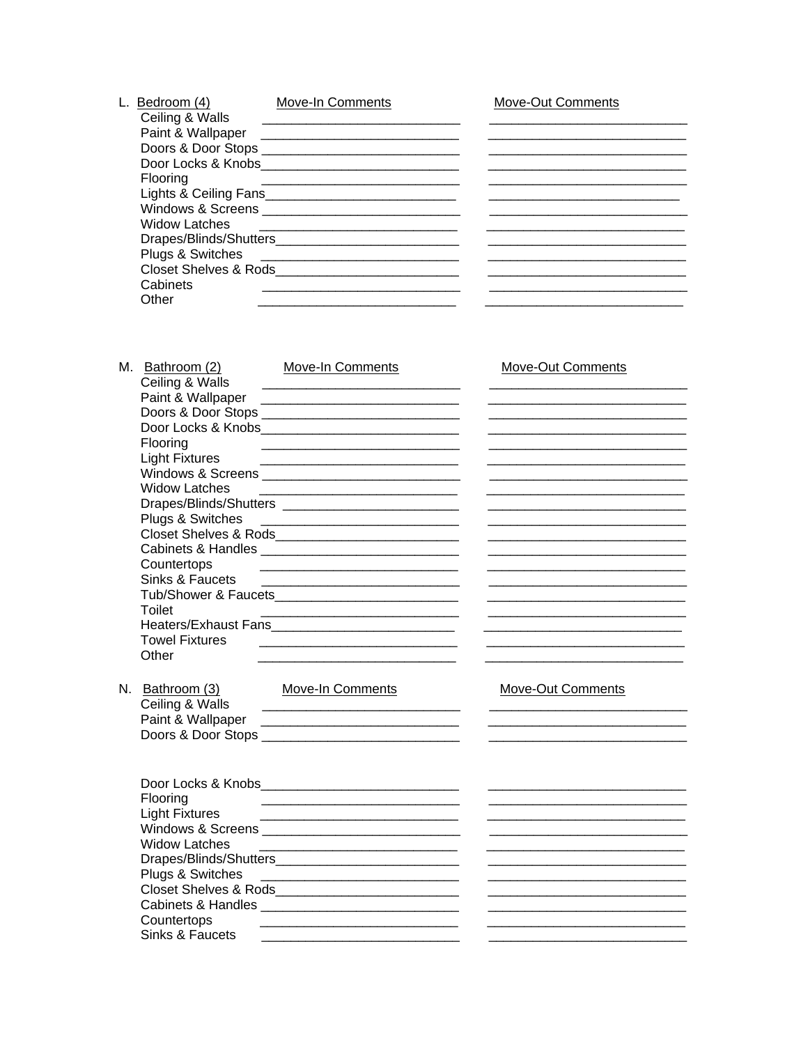L. Bedroom (4)

| Item | Move-In Comments | Move-Out Comments |
|---|---|---|
| Ceiling & Walls | | |
| Paint & Wallpaper | | |
| Doors & Door Stops | | |
| Door Locks & Knobs | | |
| Flooring | | |
| Lights & Ceiling Fans | | |
| Windows & Screens | | |
| Widow Latches | | |
| Drapes/Blinds/Shutters | | |
| Plugs & Switches | | |
| Closet Shelves & Rods | | |
| Cabinets | | |
| Other | | |

M. Bathroom (2)

| Item | Move-In Comments | Move-Out Comments |
|---|---|---|
| Ceiling & Walls | | |
| Paint & Wallpaper | | |
| Doors & Door Stops | | |
| Door Locks & Knobs | | |
| Flooring | | |
| Light Fixtures | | |
| Windows & Screens | | |
| Widow Latches | | |
| Drapes/Blinds/Shutters | | |
| Plugs & Switches | | |
| Closet Shelves & Rods | | |
| Cabinets & Handles | | |
| Countertops | | |
| Sinks & Faucets | | |
| Tub/Shower & Faucets | | |
| Toilet | | |
| Heaters/Exhaust Fans | | |
| Towel Fixtures | | |
| Other | | |

N. Bathroom (3)

| Item | Move-In Comments | Move-Out Comments |
|---|---|---|
| Ceiling & Walls | | |
| Paint & Wallpaper | | |
| Doors & Door Stops | | |
| Door Locks & Knobs | | |
| Flooring | | |
| Light Fixtures | | |
| Windows & Screens | | |
| Widow Latches | | |
| Drapes/Blinds/Shutters | | |
| Plugs & Switches | | |
| Closet Shelves & Rods | | |
| Cabinets & Handles | | |
| Countertops | | |
| Sinks & Faucets | | |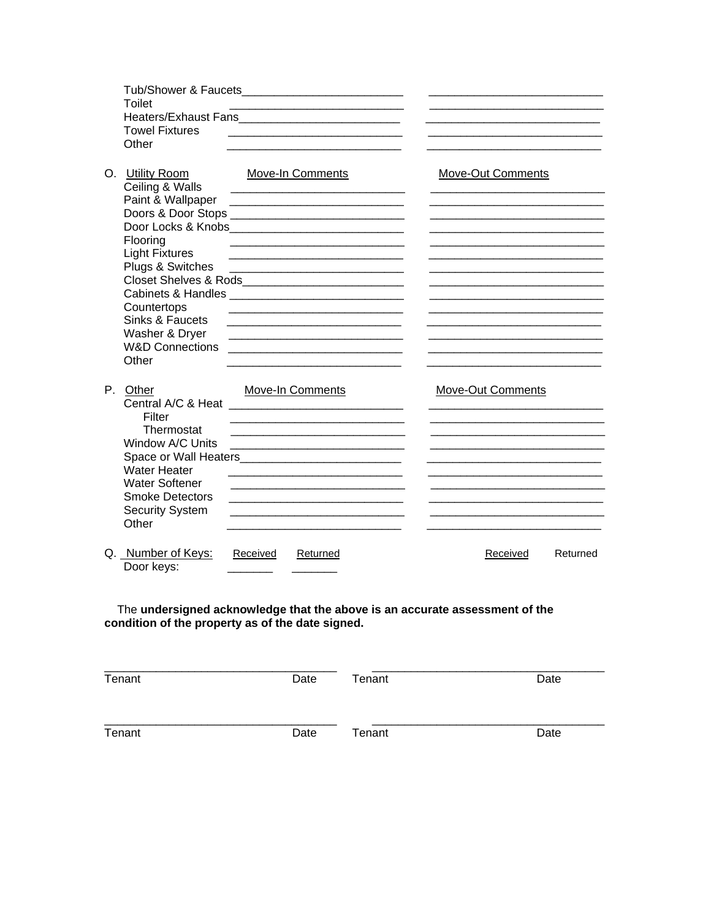| | Move-In Comments | Move-Out Comments |
|---|---|---|
| Tub/Shower & Faucets | | |
| Toilet | | |
| Heaters/Exhaust Fans | | |
| Towel Fixtures | | |
| Other | | |

| O. Utility Room | Move-In Comments | Move-Out Comments |
|---|---|---|
| Ceiling & Walls | | |
| Paint & Wallpaper | | |
| Doors & Door Stops | | |
| Door Locks & Knobs | | |
| Flooring | | |
| Light Fixtures | | |
| Plugs & Switches | | |
| Closet Shelves & Rods | | |
| Cabinets & Handles | | |
| Countertops | | |
| Sinks & Faucets | | |
| Washer & Dryer | | |
| W&D Connections | | |
| Other | | |

| P. Other | Move-In Comments | Move-Out Comments |
|---|---|---|
| Central A/C & Heat | | |
| Filter | | |
| Thermostat | | |
| Window A/C Units | | |
| Space or Wall Heaters | | |
| Water Heater | | |
| Water Softener | | |
| Smoke Detectors | | |
| Security System | | |
| Other | | |

| Q. Number of Keys: | Received | Returned | Received | Returned |
|---|---|---|---|---|
| Door keys: | _______ | _______ | | |

The **undersigned acknowledge that the above is an accurate assessment of the condition of the property as of the date signed.**

___________________________________ ___________________________________
Tenant Date Tenant Date

___________________________________ ___________________________________
Tenant Date Tenant Date